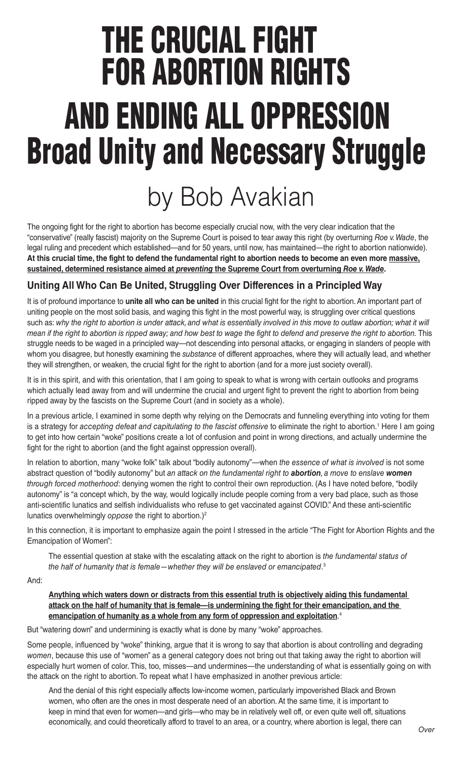# THE CRUCIAL FIGHT FOR ABORTION RIGHTS AND ENDING ALL OPPRESSION

# Broad Unity and Necessary Struggle

## by Bob Avakian

The ongoing fight for the right to abortion has become especially crucial now, with the very clear indication that the "conservative" (really fascist) majority on the Supreme Court is poised to tear away this right (by overturning *Roe v. Wade*, the legal ruling and precedent which established—and for 50 years, until now, has maintained—the right to abortion nationwide). **At this crucial time, the fight to defend the fundamental right to abortion needs to become an even more massive, sustained, determined resistance aimed at *preventing* the Supreme Court from overturning *Roe v. Wade*.**

### Uniting All Who Can Be United, Struggling Over Differences in a Principled Way

It is of profound importance to **unite all who can be united** in this crucial fight for the right to abortion. An important part of uniting people on the most solid basis, and waging this fight in the most powerful way, is struggling over critical questions such as: *why the right to abortion is under attack, and what is essentially involved in this move to outlaw abortion; what it will mean if the right to abortion is ripped away; and how best to wage the fight to defend and preserve the right to abortion.* This struggle needs to be waged in a principled way—not descending into personal attacks, or engaging in slanders of people with whom you disagree, but honestly examining the *substance* of different approaches, where they will actually lead, and whether they will strengthen, or weaken, the crucial fight for the right to abortion (and for a more just society overall).

It is in this spirit, and with this orientation, that I am going to speak to what is wrong with certain outlooks and programs which actually lead away from and will undermine the crucial and urgent fight to prevent the right to abortion from being ripped away by the fascists on the Supreme Court (and in society as a whole).

In a previous article, I examined in some depth why relying on the Democrats and funneling everything into voting for them is a strategy for *accepting defeat and capitulating to the fascist offensive* to eliminate the right to abortion.[1] Here I am going to get into how certain "woke" positions create a lot of confusion and point in wrong directions, and actually undermine the fight for the right to abortion (and the fight against oppression overall).

In relation to abortion, many "woke folk" talk about "bodily autonomy"—when *the essence of what is involved* is not some abstract question of "bodily autonomy" but *an attack on the fundamental right to **abortion**, a move to enslave **women** through forced motherhood*: denying women the right to control their own reproduction. (As I have noted before, "bodily autonomy" is "a concept which, by the way, would logically include people coming from a very bad place, such as those anti-scientific lunatics and selfish individualists who refuse to get vaccinated against COVID." And these anti-scientific lunatics overwhelmingly *oppose* the right to abortion.)[2]

In this connection, it is important to emphasize again the point I stressed in the article "The Fight for Abortion Rights and the Emancipation of Women":

> The essential question at stake with the escalating attack on the right to abortion is *the fundamental status of the half of humanity that is female—whether they will be enslaved or emancipated*.[3]

And:

> **Anything which waters down or distracts from this essential truth is objectively aiding this fundamental attack on the half of humanity that is female—is undermining the fight for their emancipation, and the emancipation of humanity as a whole from any form of oppression and exploitation**.[4]

But "watering down" and undermining is exactly what is done by many "woke" approaches.

Some people, influenced by "woke" thinking, argue that it is wrong to say that abortion is about controlling and degrading *women*, because this use of "women" as a general category does not bring out that taking away the right to abortion will especially hurt women of color. This, too, misses—and undermines—the understanding of what is essentially going on with the attack on the right to abortion. To repeat what I have emphasized in another previous article:

> And the denial of this right especially affects low-income women, particularly impoverished Black and Brown women, who often are the ones in most desperate need of an abortion. At the same time, it is important to keep in mind that even for women—and girls—who may be in relatively well off, or even quite well off, situations economically, and could theoretically afford to travel to an area, or a country, where abortion is legal, there can

*Over*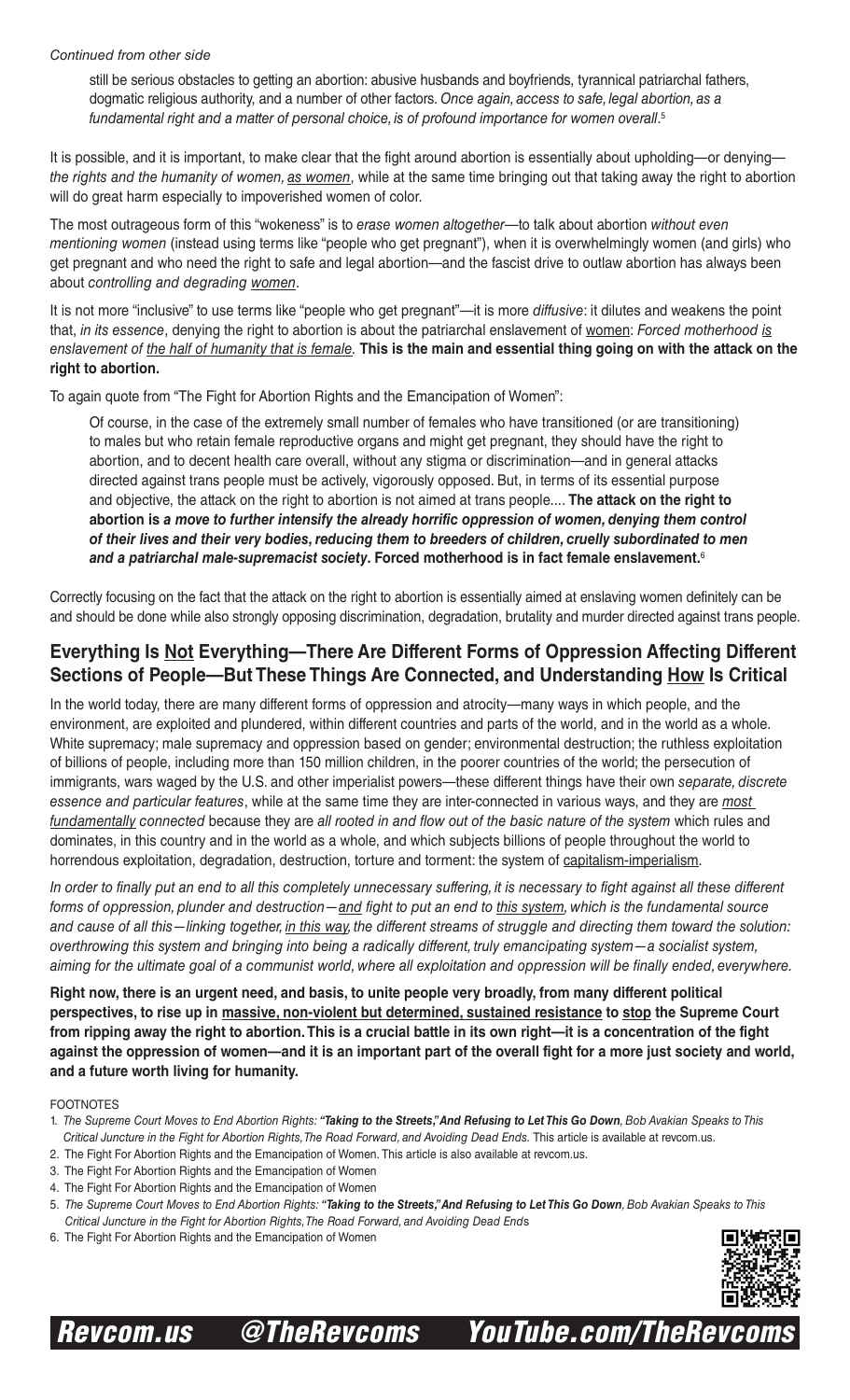*Continued from other side*

> still be serious obstacles to getting an abortion: abusive husbands and boyfriends, tyrannical patriarchal fathers, dogmatic religious authority, and a number of other factors. *Once again, access to safe, legal abortion, as a fundamental right and a matter of personal choice, is of profound importance for women overall*.[5]

It is possible, and it is important, to make clear that the fight around abortion is essentially about upholding—or denying—*the rights and the humanity of women, as women*, while at the same time bringing out that taking away the right to abortion will do great harm especially to impoverished women of color.

The most outrageous form of this "wokeness" is to *erase women altogether*—to talk about abortion *without even mentioning women* (instead using terms like "people who get pregnant"), when it is overwhelmingly women (and girls) who get pregnant and who need the right to safe and legal abortion—and the fascist drive to outlaw abortion has always been about *controlling and degrading women*.

It is not more "inclusive" to use terms like "people who get pregnant"—it is more *diffusive*: it dilutes and weakens the point that, *in its essence*, denying the right to abortion is about the patriarchal enslavement of women: *Forced motherhood is enslavement of the half of humanity that is female.* **This is the main and essential thing going on with the attack on the right to abortion.**

To again quote from "The Fight for Abortion Rights and the Emancipation of Women":

> Of course, in the case of the extremely small number of females who have transitioned (or are transitioning) to males but who retain female reproductive organs and might get pregnant, they should have the right to abortion, and to decent health care overall, without any stigma or discrimination—and in general attacks directed against trans people must be actively, vigorously opposed. But, in terms of its essential purpose and objective, the attack on the right to abortion is not aimed at trans people.... **The attack on the right to abortion is *a move to further intensify the already horrific oppression of women, denying them control of their lives and their very bodies, reducing them to breeders of children, cruelly subordinated to men and a patriarchal male-supremacist society*. Forced motherhood is in fact female enslavement.**[6]

Correctly focusing on the fact that the attack on the right to abortion is essentially aimed at enslaving women definitely can be and should be done while also strongly opposing discrimination, degradation, brutality and murder directed against trans people.

## Everything Is Not Everything—There Are Different Forms of Oppression Affecting Different Sections of People—But These Things Are Connected, and Understanding How Is Critical

In the world today, there are many different forms of oppression and atrocity—many ways in which people, and the environment, are exploited and plundered, within different countries and parts of the world, and in the world as a whole. White supremacy; male supremacy and oppression based on gender; environmental destruction; the ruthless exploitation of billions of people, including more than 150 million children, in the poorer countries of the world; the persecution of immigrants, wars waged by the U.S. and other imperialist powers—these different things have their own *separate, discrete essence and particular features*, while at the same time they are inter-connected in various ways, and they are *most fundamentally connected* because they are *all rooted in and flow out of the basic nature of the system* which rules and dominates, in this country and in the world as a whole, and which subjects billions of people throughout the world to horrendous exploitation, degradation, destruction, torture and torment: the system of capitalism-imperialism.

*In order to finally put an end to all this completely unnecessary suffering, it is necessary to fight against all these different forms of oppression, plunder and destruction—and fight to put an end to this system, which is the fundamental source and cause of all this—linking together, in this way, the different streams of struggle and directing them toward the solution: overthrowing this system and bringing into being a radically different, truly emancipating system—a socialist system, aiming for the ultimate goal of a communist world, where all exploitation and oppression will be finally ended, everywhere.*

**Right now, there is an urgent need, and basis, to unite people very broadly, from many different political perspectives, to rise up in massive, non-violent but determined, sustained resistance to stop the Supreme Court from ripping away the right to abortion. This is a crucial battle in its own right—it is a concentration of the fight against the oppression of women—and it is an important part of the overall fight for a more just society and world, and a future worth living for humanity.**

FOOTNOTES

1. *The Supreme Court Moves to End Abortion Rights: **"Taking to the Streets," And Refusing to Let This Go Down**, Bob Avakian Speaks to This Critical Juncture in the Fight for Abortion Rights, The Road Forward, and Avoiding Dead Ends.* This article is available at revcom.us.
2. The Fight For Abortion Rights and the Emancipation of Women. This article is also available at revcom.us.
3. The Fight For Abortion Rights and the Emancipation of Women
4. The Fight For Abortion Rights and the Emancipation of Women
5. *The Supreme Court Moves to End Abortion Rights: **"Taking to the Streets," And Refusing to Let This Go Down**, Bob Avakian Speaks to This Critical Juncture in the Fight for Abortion Rights, The Road Forward, and Avoiding Dead Ends*
6. The Fight For Abortion Rights and the Emancipation of Women

*Revcom.us @TheRevcoms YouTube.com/TheRevcoms*